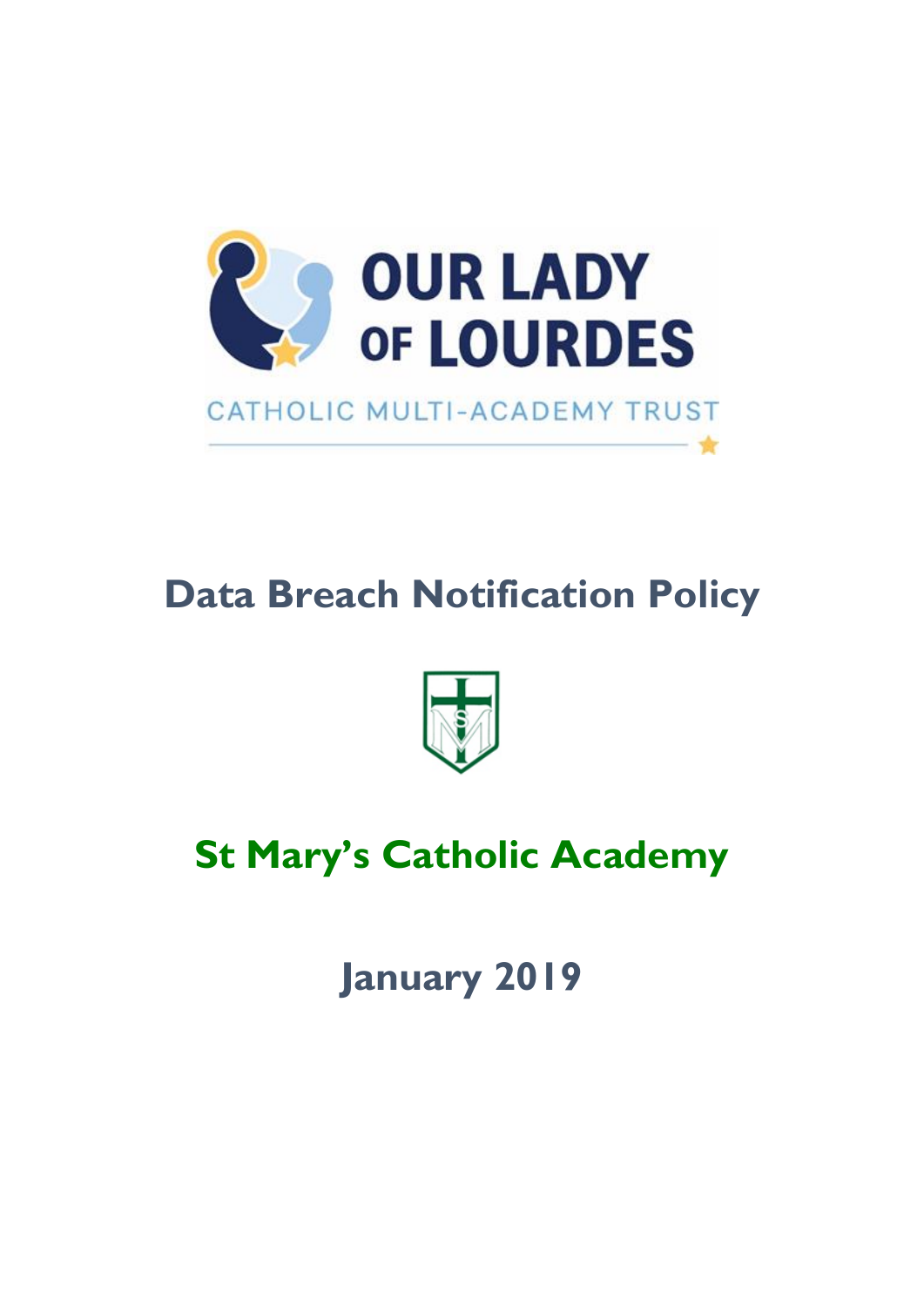OUR LADY OF LOURDES

CATHOLIC MULTI-ACADEMY TRUST

# Data Breach Notification Policy

## St Mary's Catholic Academy

## January 2019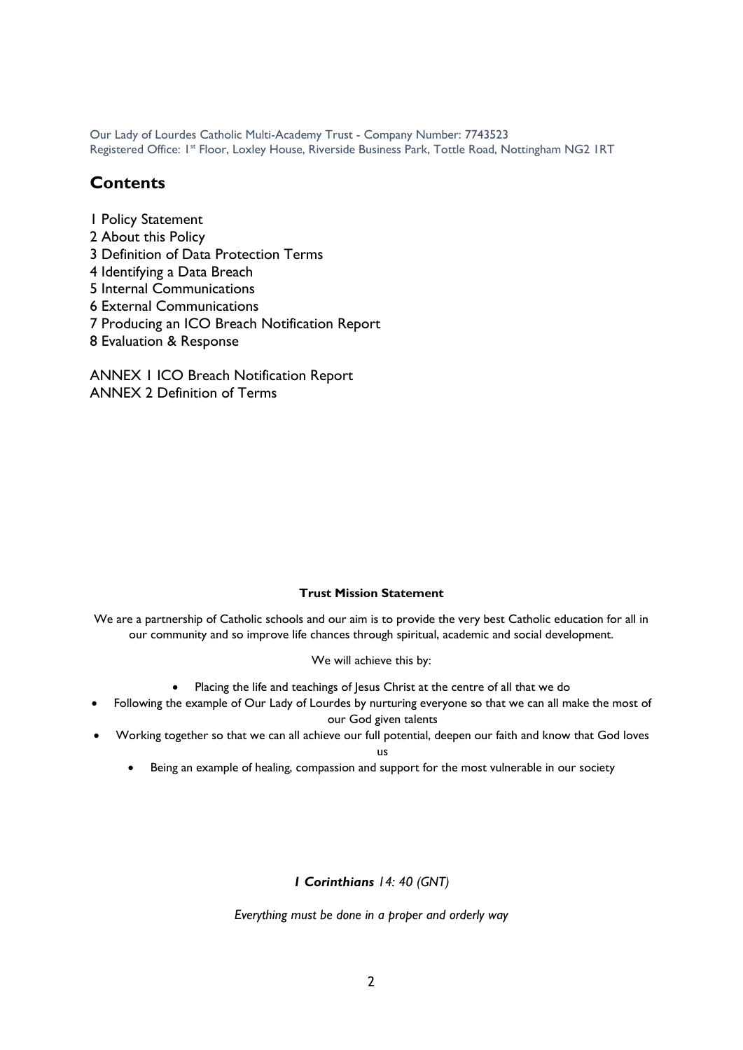Our Lady of Lourdes Catholic Multi-Academy Trust - Company Number: 7743523
Registered Office: 1st Floor, Loxley House, Riverside Business Park, Tottle Road, Nottingham NG2 1RT

## Contents

1 Policy Statement
2 About this Policy
3 Definition of Data Protection Terms
4 Identifying a Data Breach
5 Internal Communications
6 External Communications
7 Producing an ICO Breach Notification Report
8 Evaluation & Response

ANNEX 1 ICO Breach Notification Report
ANNEX 2 Definition of Terms

**Trust Mission Statement**

We are a partnership of Catholic schools and our aim is to provide the very best Catholic education for all in our community and so improve life chances through spiritual, academic and social development.

We will achieve this by:

- Placing the life and teachings of Jesus Christ at the centre of all that we do
- Following the example of Our Lady of Lourdes by nurturing everyone so that we can all make the most of our God given talents
- Working together so that we can all achieve our full potential, deepen our faith and know that God loves us
- Being an example of healing, compassion and support for the most vulnerable in our society

***1 Corinthians** 14: 40 (GNT)*

*Everything must be done in a proper and orderly way*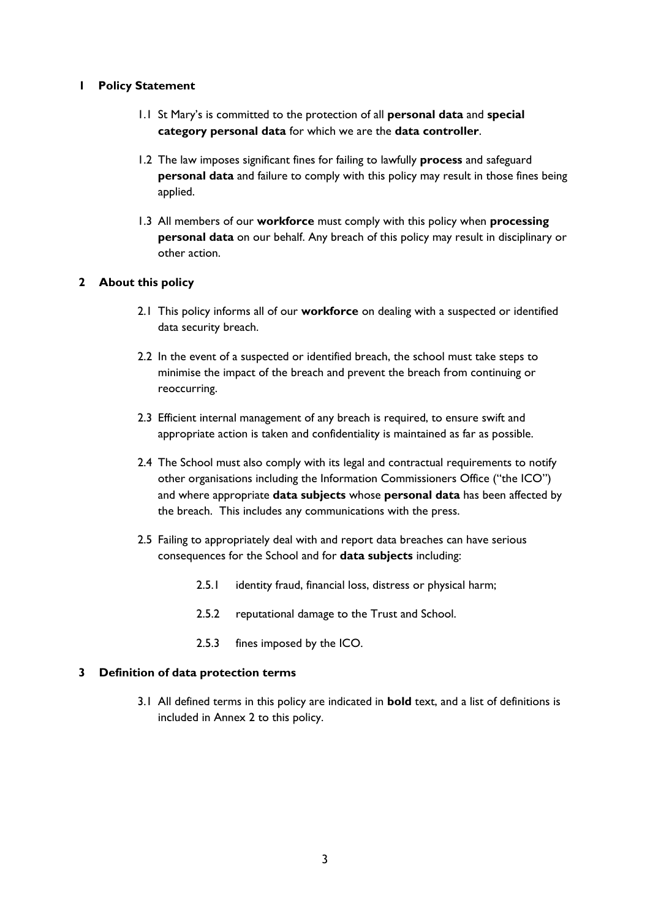## 1 Policy Statement

1.1 St Mary's is committed to the protection of all **personal data** and **special category personal data** for which we are the **data controller**.

1.2 The law imposes significant fines for failing to lawfully **process** and safeguard **personal data** and failure to comply with this policy may result in those fines being applied.

1.3 All members of our **workforce** must comply with this policy when **processing personal data** on our behalf. Any breach of this policy may result in disciplinary or other action.

## 2 About this policy

2.1 This policy informs all of our **workforce** on dealing with a suspected or identified data security breach.

2.2 In the event of a suspected or identified breach, the school must take steps to minimise the impact of the breach and prevent the breach from continuing or reoccurring.

2.3 Efficient internal management of any breach is required, to ensure swift and appropriate action is taken and confidentiality is maintained as far as possible.

2.4 The School must also comply with its legal and contractual requirements to notify other organisations including the Information Commissioners Office ("the ICO") and where appropriate **data subjects** whose **personal data** has been affected by the breach. This includes any communications with the press.

2.5 Failing to appropriately deal with and report data breaches can have serious consequences for the School and for **data subjects** including:

2.5.1 identity fraud, financial loss, distress or physical harm;

2.5.2 reputational damage to the Trust and School.

2.5.3 fines imposed by the ICO.

## 3 Definition of data protection terms

3.1 All defined terms in this policy are indicated in **bold** text, and a list of definitions is included in Annex 2 to this policy.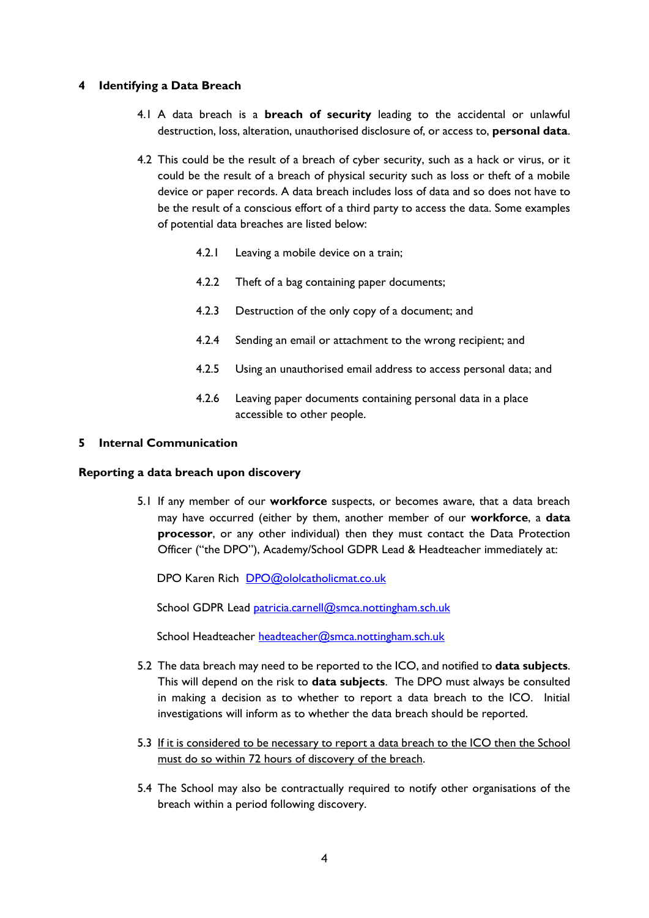## 4 Identifying a Data Breach

4.1 A data breach is a **breach of security** leading to the accidental or unlawful destruction, loss, alteration, unauthorised disclosure of, or access to, **personal data**.

4.2 This could be the result of a breach of cyber security, such as a hack or virus, or it could be the result of a breach of physical security such as loss or theft of a mobile device or paper records. A data breach includes loss of data and so does not have to be the result of a conscious effort of a third party to access the data. Some examples of potential data breaches are listed below:

4.2.1 Leaving a mobile device on a train;

4.2.2 Theft of a bag containing paper documents;

4.2.3 Destruction of the only copy of a document; and

4.2.4 Sending an email or attachment to the wrong recipient; and

4.2.5 Using an unauthorised email address to access personal data; and

4.2.6 Leaving paper documents containing personal data in a place accessible to other people.

## 5 Internal Communication

### Reporting a data breach upon discovery

5.1 If any member of our **workforce** suspects, or becomes aware, that a data breach may have occurred (either by them, another member of our **workforce**, a **data processor**, or any other individual) then they must contact the Data Protection Officer ("the DPO"), Academy/School GDPR Lead & Headteacher immediately at:

DPO Karen Rich DPO@ololcatholicmat.co.uk

School GDPR Lead patricia.carnell@smca.nottingham.sch.uk

School Headteacher headteacher@smca.nottingham.sch.uk

5.2 The data breach may need to be reported to the ICO, and notified to **data subjects**. This will depend on the risk to **data subjects**. The DPO must always be consulted in making a decision as to whether to report a data breach to the ICO. Initial investigations will inform as to whether the data breach should be reported.

5.3 <u>If it is considered to be necessary to report a data breach to the ICO then the School must do so within 72 hours of discovery of the breach</u>.

5.4 The School may also be contractually required to notify other organisations of the breach within a period following discovery.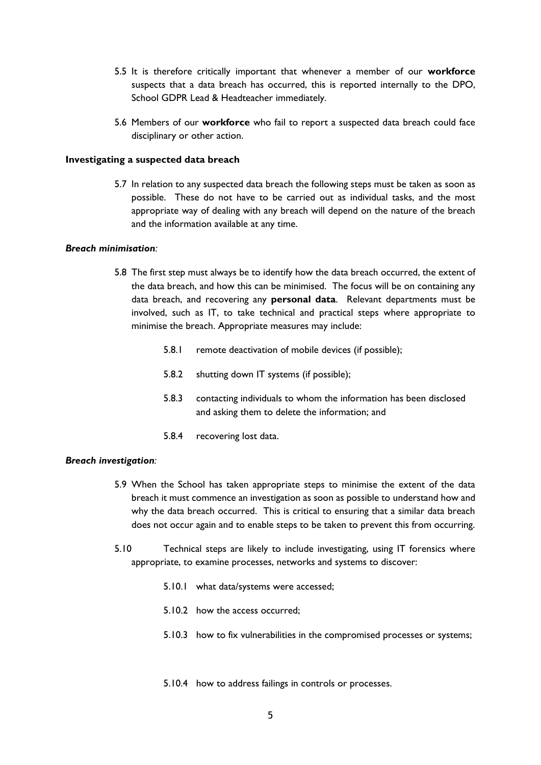5.5 It is therefore critically important that whenever a member of our **workforce** suspects that a data breach has occurred, this is reported internally to the DPO, School GDPR Lead & Headteacher immediately.

5.6 Members of our **workforce** who fail to report a suspected data breach could face disciplinary or other action.

**Investigating a suspected data breach**

5.7 In relation to any suspected data breach the following steps must be taken as soon as possible. These do not have to be carried out as individual tasks, and the most appropriate way of dealing with any breach will depend on the nature of the breach and the information available at any time.

***Breach minimisation:***

5.8 The first step must always be to identify how the data breach occurred, the extent of the data breach, and how this can be minimised. The focus will be on containing any data breach, and recovering any **personal data**. Relevant departments must be involved, such as IT, to take technical and practical steps where appropriate to minimise the breach. Appropriate measures may include:

- 5.8.1 remote deactivation of mobile devices (if possible);
- 5.8.2 shutting down IT systems (if possible);
- 5.8.3 contacting individuals to whom the information has been disclosed and asking them to delete the information; and
- 5.8.4 recovering lost data.

***Breach investigation:***

5.9 When the School has taken appropriate steps to minimise the extent of the data breach it must commence an investigation as soon as possible to understand how and why the data breach occurred. This is critical to ensuring that a similar data breach does not occur again and to enable steps to be taken to prevent this from occurring.

5.10 Technical steps are likely to include investigating, using IT forensics where appropriate, to examine processes, networks and systems to discover:

- 5.10.1 what data/systems were accessed;
- 5.10.2 how the access occurred;
- 5.10.3 how to fix vulnerabilities in the compromised processes or systems;
- 5.10.4 how to address failings in controls or processes.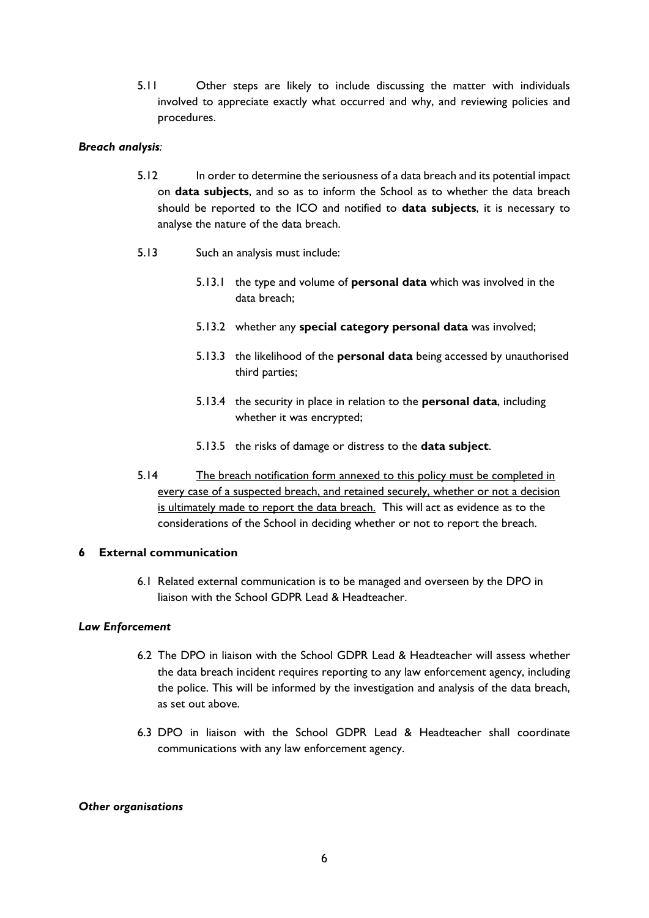5.11 Other steps are likely to include discussing the matter with individuals involved to appreciate exactly what occurred and why, and reviewing policies and procedures.

***Breach analysis:***

5.12 In order to determine the seriousness of a data breach and its potential impact on **data subjects**, and so as to inform the School as to whether the data breach should be reported to the ICO and notified to **data subjects**, it is necessary to analyse the nature of the data breach.

5.13 Such an analysis must include:

5.13.1 the type and volume of **personal data** which was involved in the data breach;

5.13.2 whether any **special category personal data** was involved;

5.13.3 the likelihood of the **personal data** being accessed by unauthorised third parties;

5.13.4 the security in place in relation to the **personal data**, including whether it was encrypted;

5.13.5 the risks of damage or distress to the **data subject**.

5.14 <u>The breach notification form annexed to this policy must be completed in every case of a suspected breach, and retained securely, whether or not a decision is ultimately made to report the data breach.</u> This will act as evidence as to the considerations of the School in deciding whether or not to report the breach.

## 6 External communication

6.1 Related external communication is to be managed and overseen by the DPO in liaison with the School GDPR Lead & Headteacher.

***Law Enforcement***

6.2 The DPO in liaison with the School GDPR Lead & Headteacher will assess whether the data breach incident requires reporting to any law enforcement agency, including the police. This will be informed by the investigation and analysis of the data breach, as set out above.

6.3 DPO in liaison with the School GDPR Lead & Headteacher shall coordinate communications with any law enforcement agency.

***Other organisations***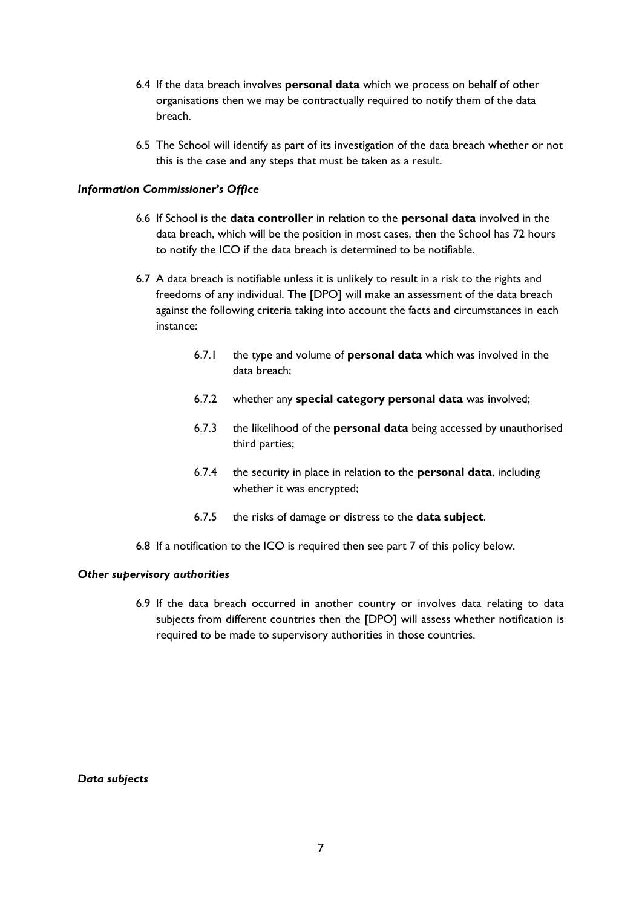6.4 If the data breach involves **personal data** which we process on behalf of other organisations then we may be contractually required to notify them of the data breach.

6.5 The School will identify as part of its investigation of the data breach whether or not this is the case and any steps that must be taken as a result.

***Information Commissioner's Office***

6.6 If School is the **data controller** in relation to the **personal data** involved in the data breach, which will be the position in most cases, <u>then the School has 72 hours to notify the ICO if the data breach is determined to be notifiable.</u>

6.7 A data breach is notifiable unless it is unlikely to result in a risk to the rights and freedoms of any individual. The [DPO] will make an assessment of the data breach against the following criteria taking into account the facts and circumstances in each instance:

6.7.1 the type and volume of **personal data** which was involved in the data breach;

6.7.2 whether any **special category personal data** was involved;

6.7.3 the likelihood of the **personal data** being accessed by unauthorised third parties;

6.7.4 the security in place in relation to the **personal data**, including whether it was encrypted;

6.7.5 the risks of damage or distress to the **data subject**.

6.8 If a notification to the ICO is required then see part 7 of this policy below.

***Other supervisory authorities***

6.9 If the data breach occurred in another country or involves data relating to data subjects from different countries then the [DPO] will assess whether notification is required to be made to supervisory authorities in those countries.

***Data subjects***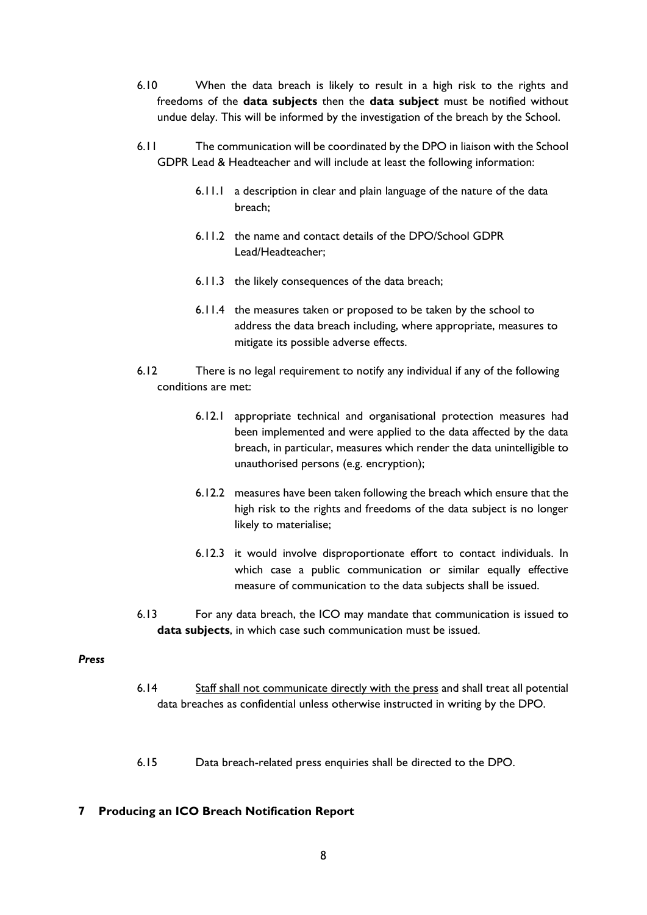6.10 When the data breach is likely to result in a high risk to the rights and freedoms of the **data subjects** then the **data subject** must be notified without undue delay. This will be informed by the investigation of the breach by the School.

6.11 The communication will be coordinated by the DPO in liaison with the School GDPR Lead & Headteacher and will include at least the following information:

- 6.11.1 a description in clear and plain language of the nature of the data breach;
- 6.11.2 the name and contact details of the DPO/School GDPR Lead/Headteacher;
- 6.11.3 the likely consequences of the data breach;
- 6.11.4 the measures taken or proposed to be taken by the school to address the data breach including, where appropriate, measures to mitigate its possible adverse effects.

6.12 There is no legal requirement to notify any individual if any of the following conditions are met:

- 6.12.1 appropriate technical and organisational protection measures had been implemented and were applied to the data affected by the data breach, in particular, measures which render the data unintelligible to unauthorised persons (e.g. encryption);
- 6.12.2 measures have been taken following the breach which ensure that the high risk to the rights and freedoms of the data subject is no longer likely to materialise;
- 6.12.3 it would involve disproportionate effort to contact individuals. In which case a public communication or similar equally effective measure of communication to the data subjects shall be issued.

6.13 For any data breach, the ICO may mandate that communication is issued to **data subjects**, in which case such communication must be issued.

***Press***

6.14 <u>Staff shall not communicate directly with the press</u> and shall treat all potential data breaches as confidential unless otherwise instructed in writing by the DPO.

6.15 Data breach-related press enquiries shall be directed to the DPO.

## 7 Producing an ICO Breach Notification Report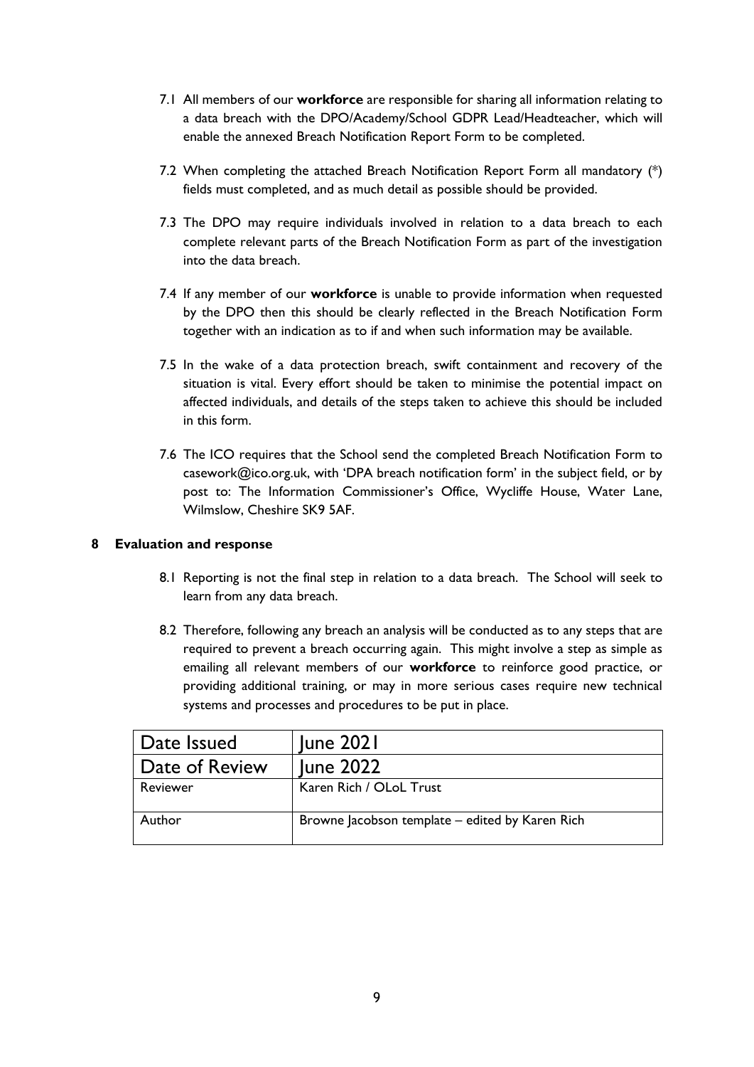7.1 All members of our **workforce** are responsible for sharing all information relating to a data breach with the DPO/Academy/School GDPR Lead/Headteacher, which will enable the annexed Breach Notification Report Form to be completed.

7.2 When completing the attached Breach Notification Report Form all mandatory (*) fields must completed, and as much detail as possible should be provided.

7.3 The DPO may require individuals involved in relation to a data breach to each complete relevant parts of the Breach Notification Form as part of the investigation into the data breach.

7.4 If any member of our **workforce** is unable to provide information when requested by the DPO then this should be clearly reflected in the Breach Notification Form together with an indication as to if and when such information may be available.

7.5 In the wake of a data protection breach, swift containment and recovery of the situation is vital. Every effort should be taken to minimise the potential impact on affected individuals, and details of the steps taken to achieve this should be included in this form.

7.6 The ICO requires that the School send the completed Breach Notification Form to casework@ico.org.uk, with 'DPA breach notification form' in the subject field, or by post to: The Information Commissioner's Office, Wycliffe House, Water Lane, Wilmslow, Cheshire SK9 5AF.

## 8 Evaluation and response

8.1 Reporting is not the final step in relation to a data breach. The School will seek to learn from any data breach.

8.2 Therefore, following any breach an analysis will be conducted as to any steps that are required to prevent a breach occurring again. This might involve a step as simple as emailing all relevant members of our **workforce** to reinforce good practice, or providing additional training, or may in more serious cases require new technical systems and processes and procedures to be put in place.

| Date Issued | June 2021 |
|---|---|
| Date of Review | June 2022 |
| Reviewer | Karen Rich / OLoL Trust |
| Author | Browne Jacobson template – edited by Karen Rich |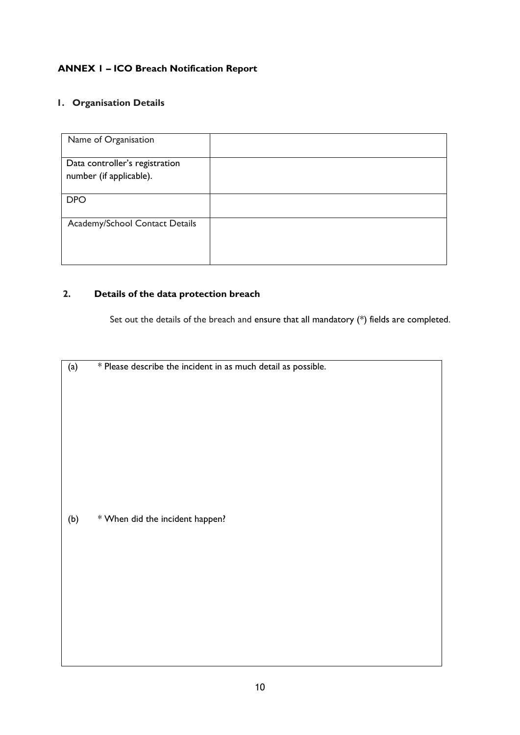**ANNEX 1 – ICO Breach Notification Report**

**1. Organisation Details**

| Name of Organisation | |
|---|---|
| Data controller's registration number (if applicable). | |
| DPO | |
| Academy/School Contact Details | |

**2. Details of the data protection breach**

Set out the details of the breach and ensure that all mandatory (*) fields are completed.

| (a) * Please describe the incident in as much detail as possible. |
|---|
| (b) * When did the incident happen? |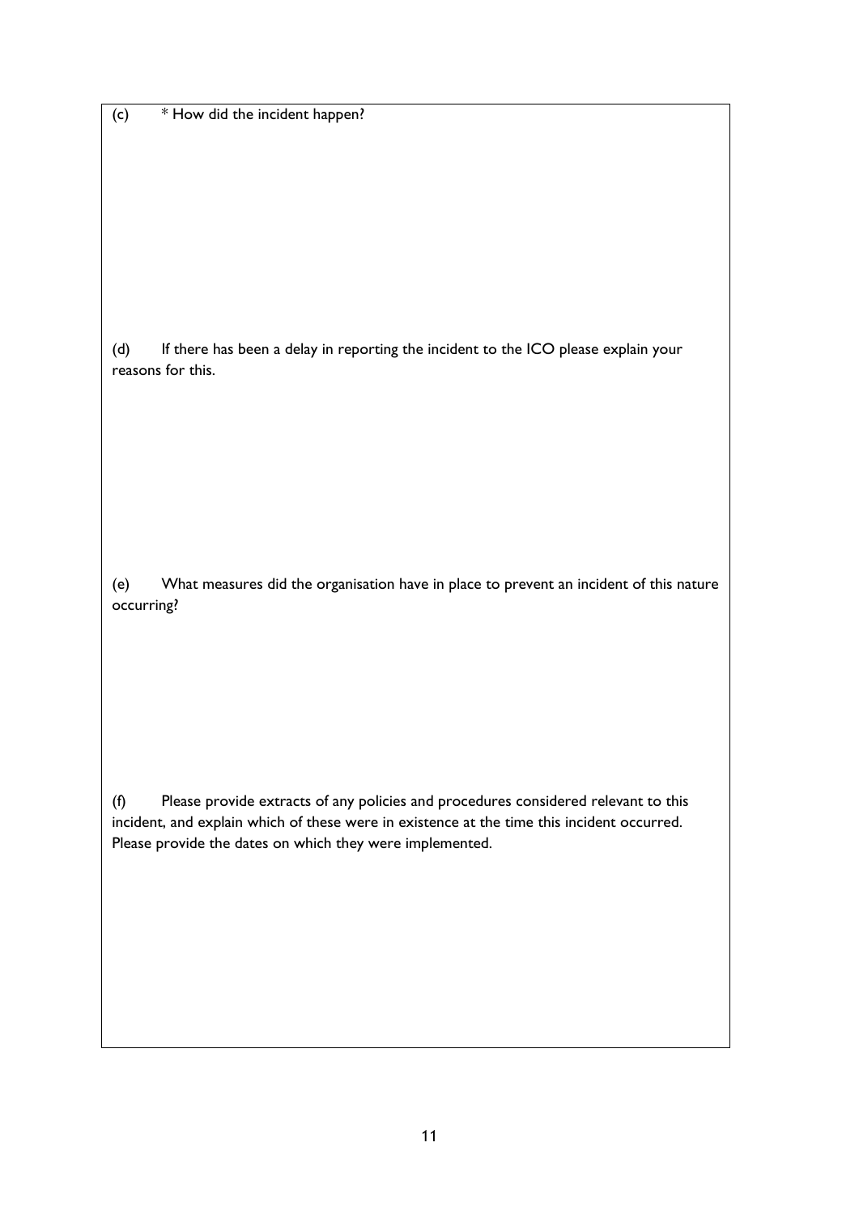(c) * How did the incident happen?

(d) If there has been a delay in reporting the incident to the ICO please explain your reasons for this.

(e) What measures did the organisation have in place to prevent an incident of this nature occurring?

(f) Please provide extracts of any policies and procedures considered relevant to this incident, and explain which of these were in existence at the time this incident occurred. Please provide the dates on which they were implemented.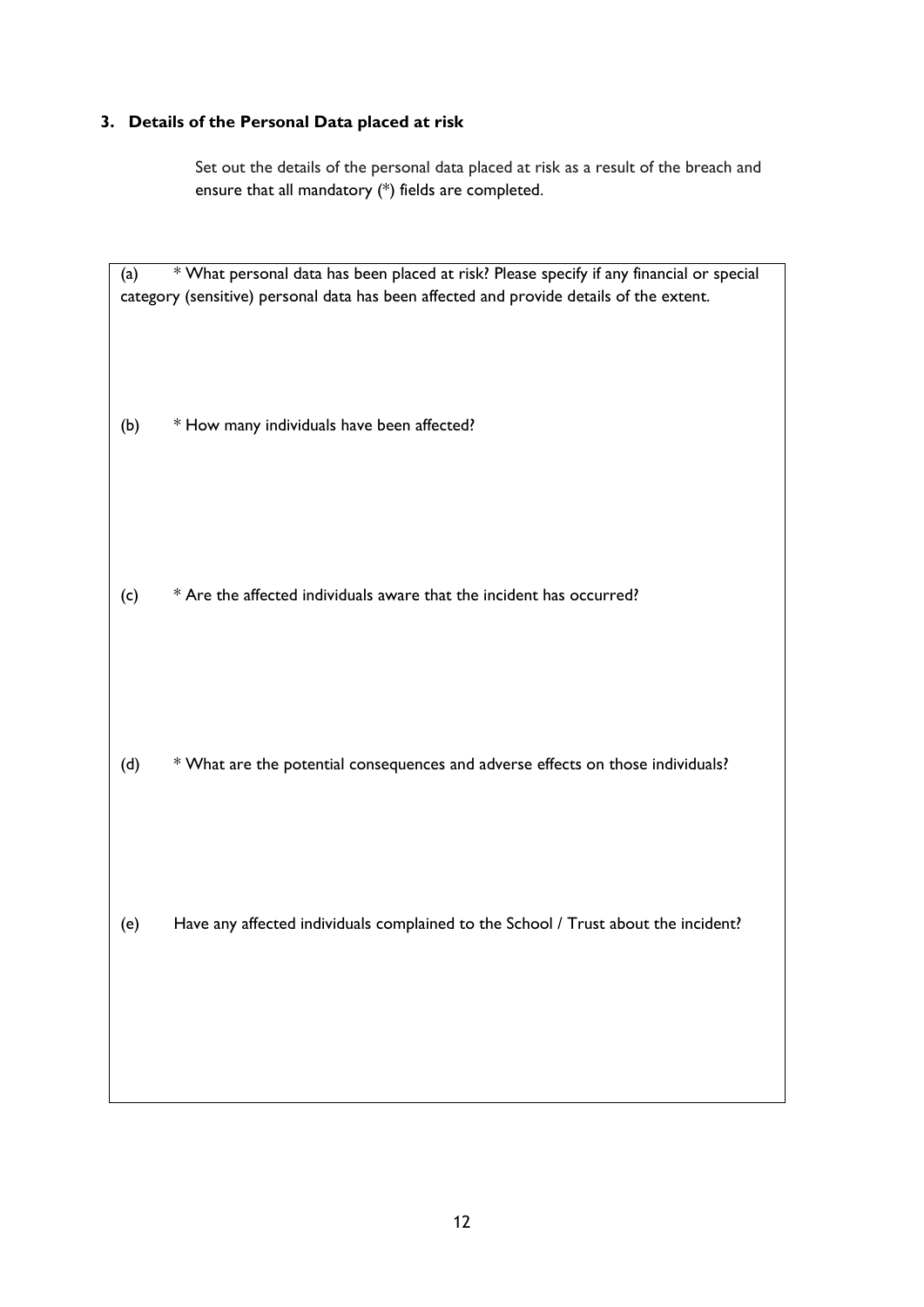## 3. Details of the Personal Data placed at risk

Set out the details of the personal data placed at risk as a result of the breach and ensure that all mandatory (*) fields are completed.

(a) * What personal data has been placed at risk? Please specify if any financial or special category (sensitive) personal data has been affected and provide details of the extent.

(b) * How many individuals have been affected?

(c) * Are the affected individuals aware that the incident has occurred?

(d) * What are the potential consequences and adverse effects on those individuals?

(e) Have any affected individuals complained to the School / Trust about the incident?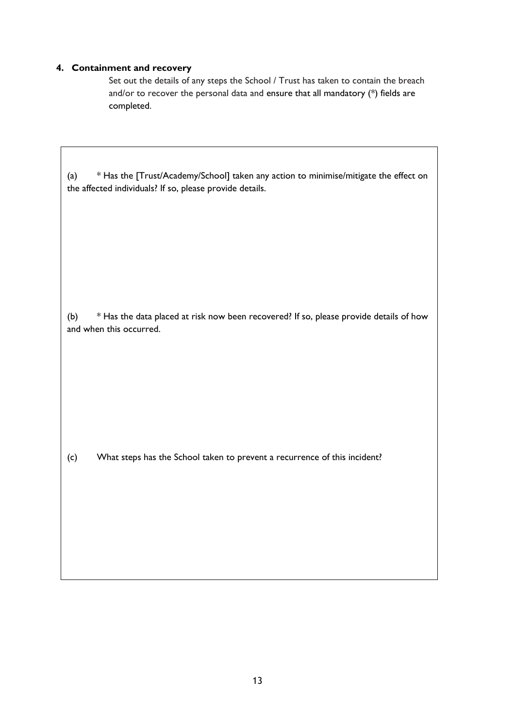## 4. Containment and recovery

Set out the details of any steps the School / Trust has taken to contain the breach and/or to recover the personal data and ensure that all mandatory (*) fields are completed.

(a) * Has the [Trust/Academy/School] taken any action to minimise/mitigate the effect on the affected individuals? If so, please provide details.

(b) * Has the data placed at risk now been recovered? If so, please provide details of how and when this occurred.

(c) What steps has the School taken to prevent a recurrence of this incident?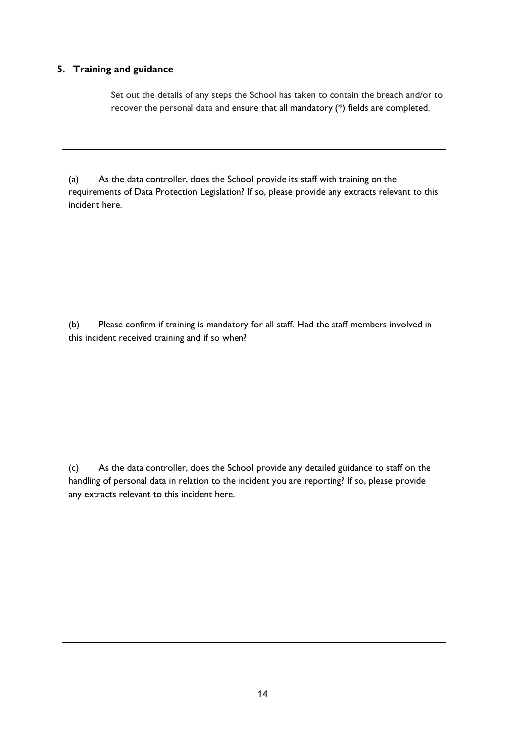## 5. Training and guidance

Set out the details of any steps the School has taken to contain the breach and/or to recover the personal data and ensure that all mandatory (*) fields are completed.

(a) As the data controller, does the School provide its staff with training on the requirements of Data Protection Legislation? If so, please provide any extracts relevant to this incident here.

(b) Please confirm if training is mandatory for all staff. Had the staff members involved in this incident received training and if so when?

(c) As the data controller, does the School provide any detailed guidance to staff on the handling of personal data in relation to the incident you are reporting? If so, please provide any extracts relevant to this incident here.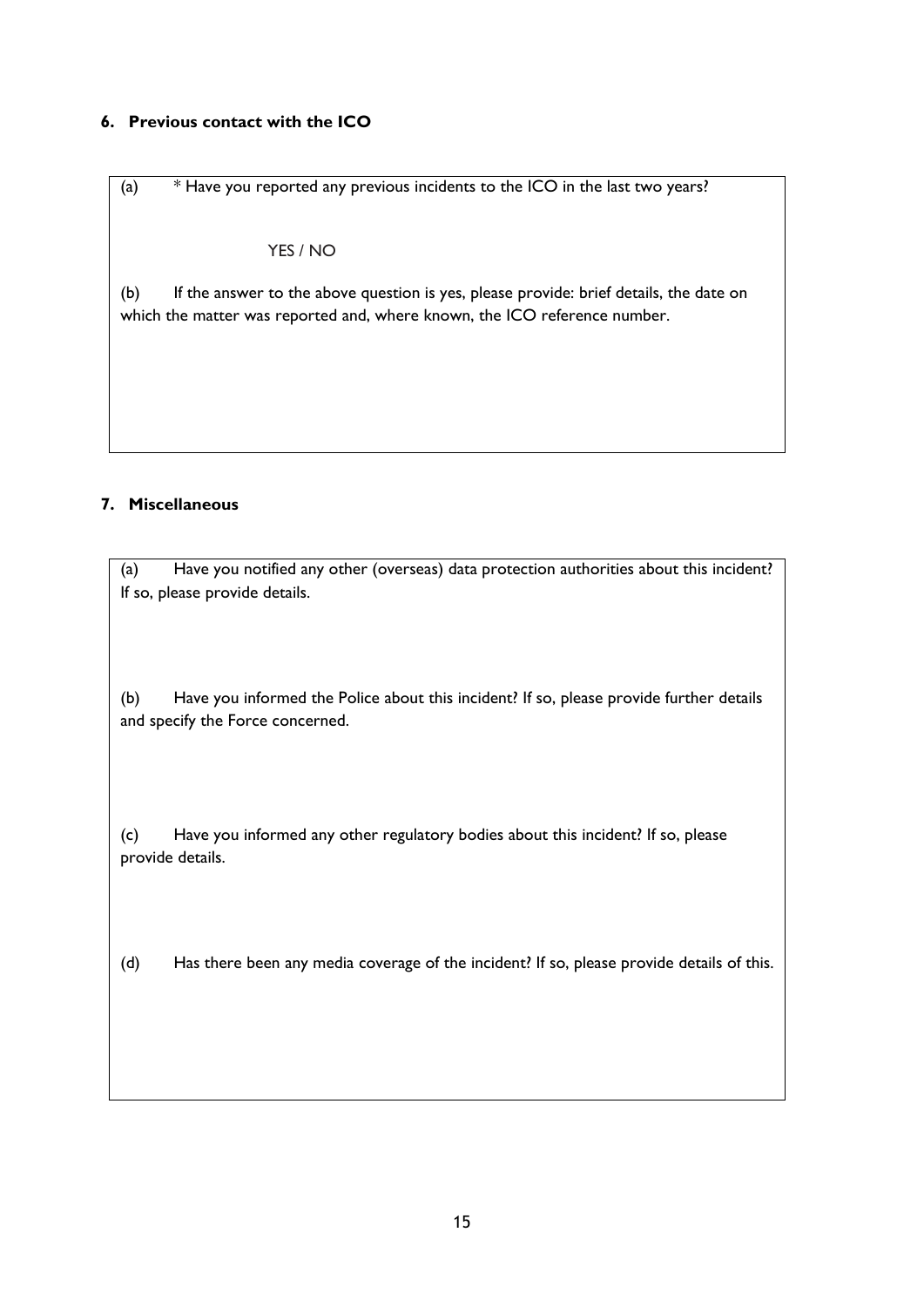## 6. Previous contact with the ICO

(a) * Have you reported any previous incidents to the ICO in the last two years?

YES / NO

(b) If the answer to the above question is yes, please provide: brief details, the date on which the matter was reported and, where known, the ICO reference number.

## 7. Miscellaneous

(a) Have you notified any other (overseas) data protection authorities about this incident? If so, please provide details.

(b) Have you informed the Police about this incident? If so, please provide further details and specify the Force concerned.

(c) Have you informed any other regulatory bodies about this incident? If so, please provide details.

(d) Has there been any media coverage of the incident? If so, please provide details of this.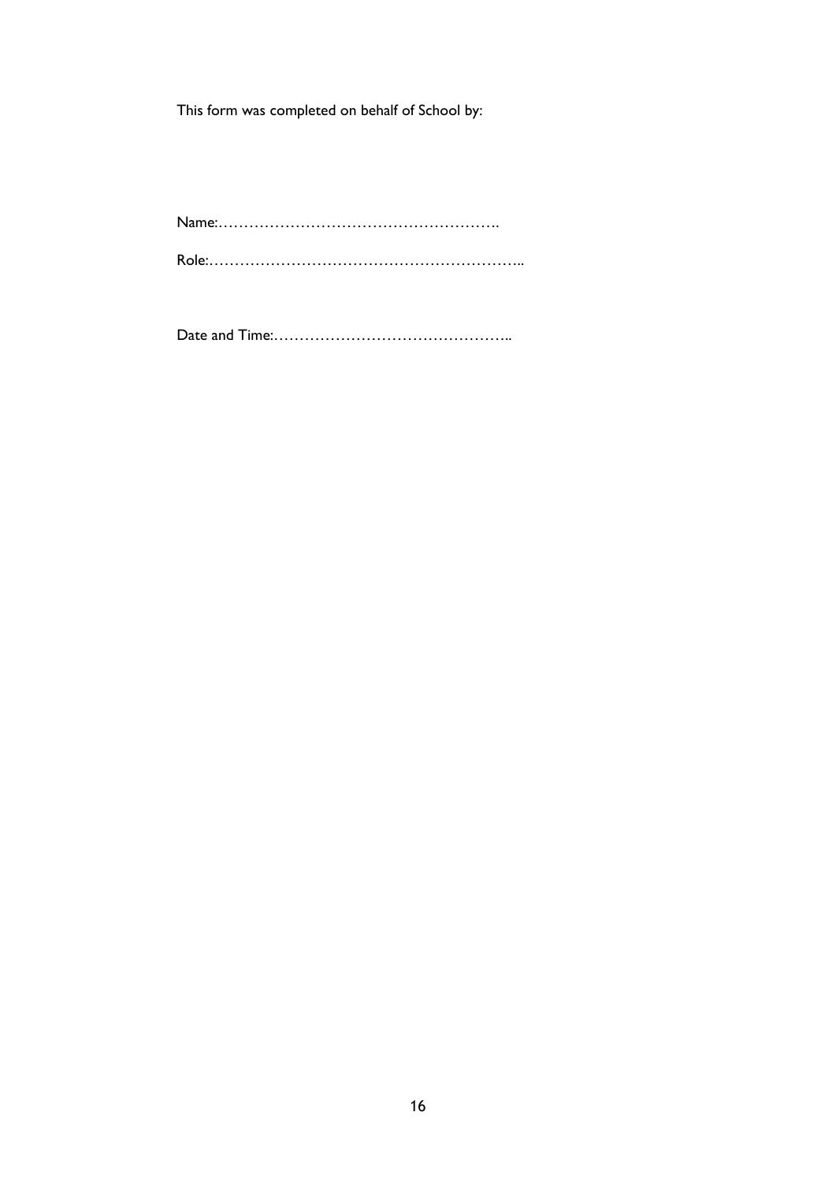This form was completed on behalf of School by:

Name:……………………………………………….

Role:……………………………………………………..

Date and Time:………………………………………..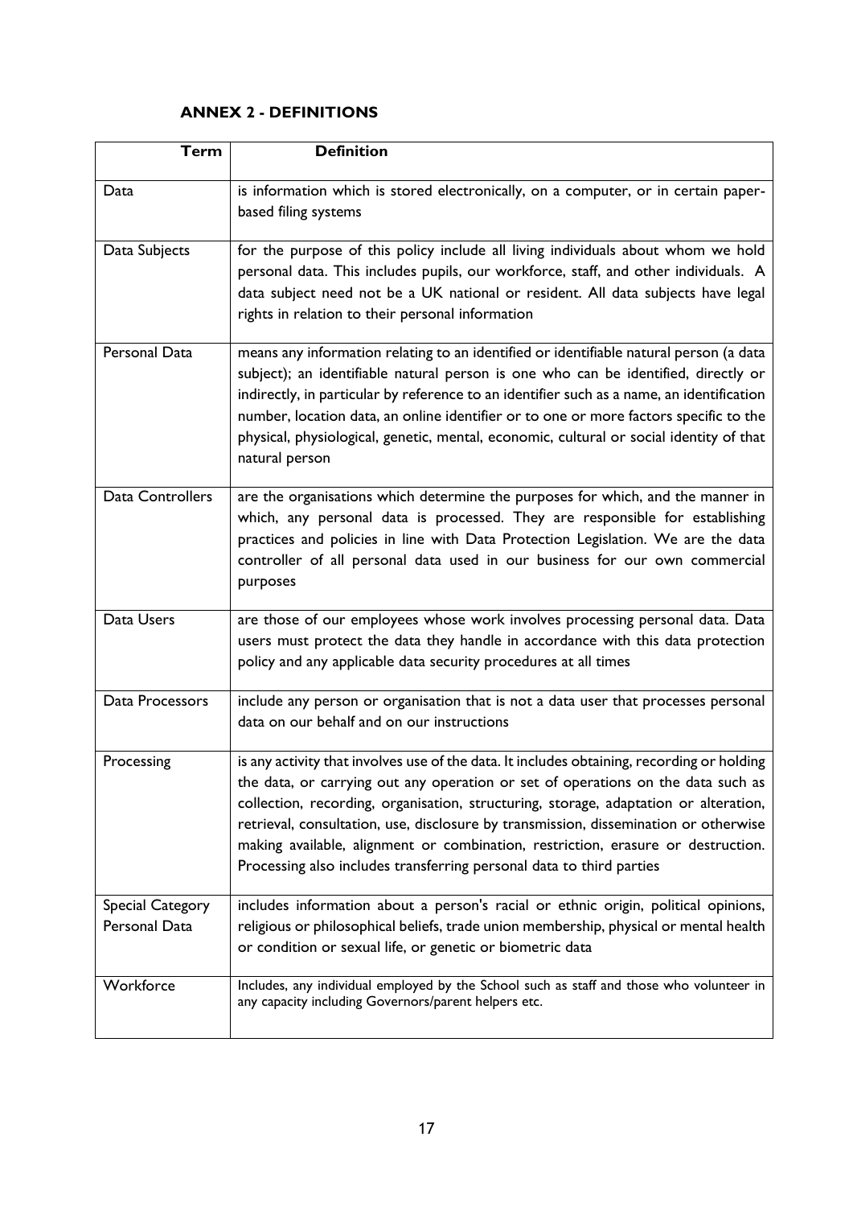## ANNEX 2 - DEFINITIONS

| Term | Definition |
|---|---|
| Data | is information which is stored electronically, on a computer, or in certain paper-based filing systems |
| Data Subjects | for the purpose of this policy include all living individuals about whom we hold personal data. This includes pupils, our workforce, staff, and other individuals. A data subject need not be a UK national or resident. All data subjects have legal rights in relation to their personal information |
| Personal Data | means any information relating to an identified or identifiable natural person (a data subject); an identifiable natural person is one who can be identified, directly or indirectly, in particular by reference to an identifier such as a name, an identification number, location data, an online identifier or to one or more factors specific to the physical, physiological, genetic, mental, economic, cultural or social identity of that natural person |
| Data Controllers | are the organisations which determine the purposes for which, and the manner in which, any personal data is processed. They are responsible for establishing practices and policies in line with Data Protection Legislation. We are the data controller of all personal data used in our business for our own commercial purposes |
| Data Users | are those of our employees whose work involves processing personal data. Data users must protect the data they handle in accordance with this data protection policy and any applicable data security procedures at all times |
| Data Processors | include any person or organisation that is not a data user that processes personal data on our behalf and on our instructions |
| Processing | is any activity that involves use of the data. It includes obtaining, recording or holding the data, or carrying out any operation or set of operations on the data such as collection, recording, organisation, structuring, storage, adaptation or alteration, retrieval, consultation, use, disclosure by transmission, dissemination or otherwise making available, alignment or combination, restriction, erasure or destruction. Processing also includes transferring personal data to third parties |
| Special Category Personal Data | includes information about a person's racial or ethnic origin, political opinions, religious or philosophical beliefs, trade union membership, physical or mental health or condition or sexual life, or genetic or biometric data |
| Workforce | Includes, any individual employed by the School such as staff and those who volunteer in any capacity including Governors/parent helpers etc. |